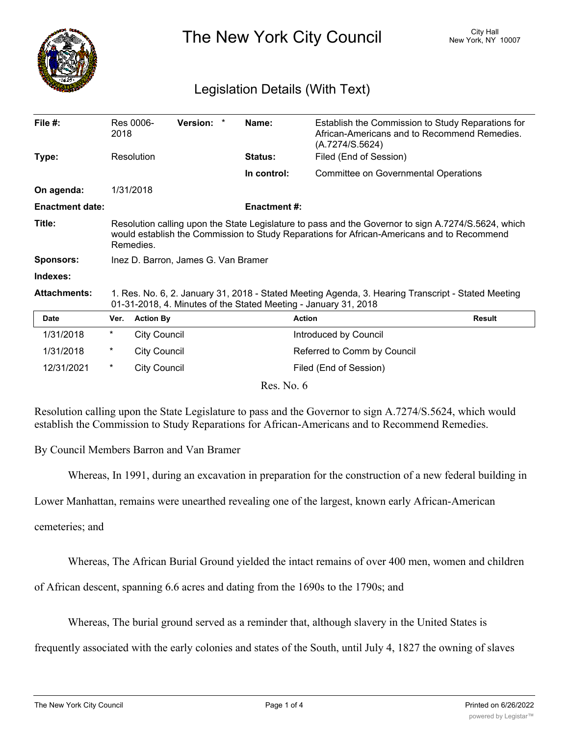# The New York City Council

City Hall
New York, NY 10007

## Legislation Details (With Text)

| | | | |
|---|---|---|---|
| **File #:** | Res 0006-2018 **Version:** * | **Name:** | Establish the Commission to Study Reparations for African-Americans and to Recommend Remedies. (A.7274/S.5624) |
| **Type:** | Resolution | **Status:** | Filed (End of Session) |
| | | **In control:** | Committee on Governmental Operations |
| **On agenda:** | 1/31/2018 | | |
| **Enactment date:** | | **Enactment #:** | |
| **Title:** | Resolution calling upon the State Legislature to pass and the Governor to sign A.7274/S.5624, which would establish the Commission to Study Reparations for African-Americans and to Recommend Remedies. | | |
| **Sponsors:** | Inez D. Barron, James G. Van Bramer | | |
| **Indexes:** | | | |
| **Attachments:** | 1. Res. No. 6, 2. January 31, 2018 - Stated Meeting Agenda, 3. Hearing Transcript - Stated Meeting 01-31-2018, 4. Minutes of the Stated Meeting - January 31, 2018 | | |

| Date | Ver. | Action By | Action | Result |
|---|---|---|---|---|
| 1/31/2018 | * | City Council | Introduced by Council | |
| 1/31/2018 | * | City Council | Referred to Comm by Council | |
| 12/31/2021 | * | City Council | Filed (End of Session) | |

Res. No. 6

Resolution calling upon the State Legislature to pass and the Governor to sign A.7274/S.5624, which would establish the Commission to Study Reparations for African-Americans and to Recommend Remedies.

By Council Members Barron and Van Bramer

Whereas, In 1991, during an excavation in preparation for the construction of a new federal building in Lower Manhattan, remains were unearthed revealing one of the largest, known early African-American cemeteries; and

Whereas, The African Burial Ground yielded the intact remains of over 400 men, women and children of African descent, spanning 6.6 acres and dating from the 1690s to the 1790s; and

Whereas, The burial ground served as a reminder that, although slavery in the United States is frequently associated with the early colonies and states of the South, until July 4, 1827 the owning of slaves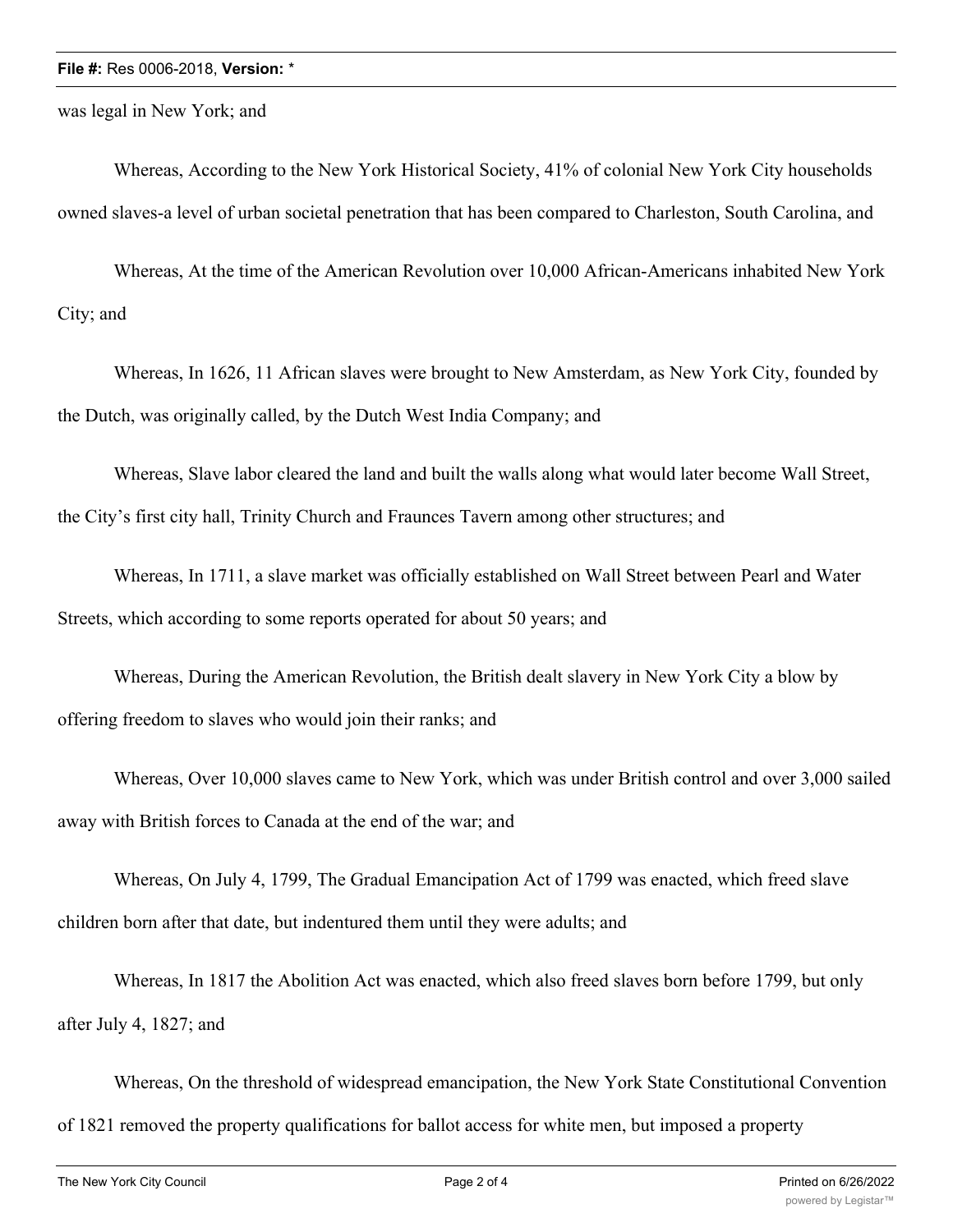was legal in New York; and

Whereas, According to the New York Historical Society, 41% of colonial New York City households owned slaves-a level of urban societal penetration that has been compared to Charleston, South Carolina, and

Whereas, At the time of the American Revolution over 10,000 African-Americans inhabited New York City; and

Whereas, In 1626, 11 African slaves were brought to New Amsterdam, as New York City, founded by the Dutch, was originally called, by the Dutch West India Company; and

Whereas, Slave labor cleared the land and built the walls along what would later become Wall Street, the City's first city hall, Trinity Church and Fraunces Tavern among other structures; and

Whereas, In 1711, a slave market was officially established on Wall Street between Pearl and Water Streets, which according to some reports operated for about 50 years; and

Whereas, During the American Revolution, the British dealt slavery in New York City a blow by offering freedom to slaves who would join their ranks; and

Whereas, Over 10,000 slaves came to New York, which was under British control and over 3,000 sailed away with British forces to Canada at the end of the war; and

Whereas, On July 4, 1799, The Gradual Emancipation Act of 1799 was enacted, which freed slave children born after that date, but indentured them until they were adults; and

Whereas, In 1817 the Abolition Act was enacted, which also freed slaves born before 1799, but only after July 4, 1827; and

Whereas, On the threshold of widespread emancipation, the New York State Constitutional Convention of 1821 removed the property qualifications for ballot access for white men, but imposed a property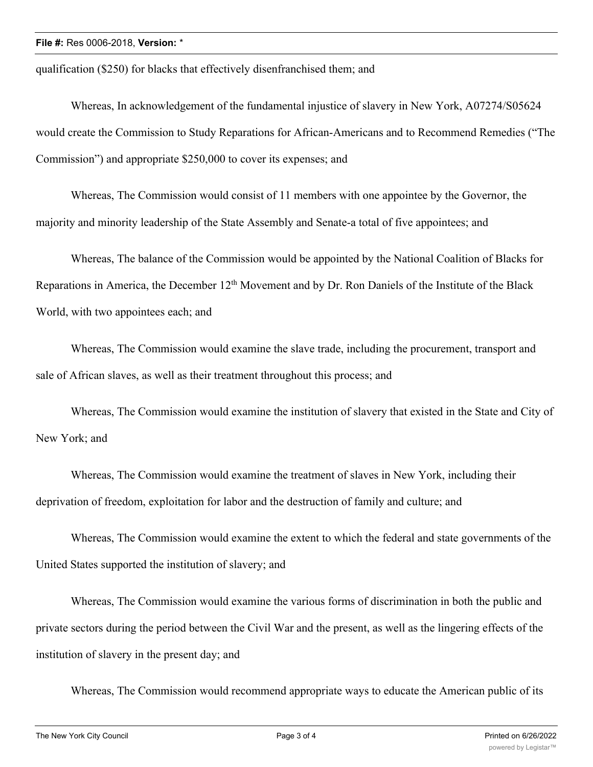qualification ($250) for blacks that effectively disenfranchised them; and

Whereas, In acknowledgement of the fundamental injustice of slavery in New York, A07274/S05624 would create the Commission to Study Reparations for African-Americans and to Recommend Remedies ("The Commission") and appropriate $250,000 to cover its expenses; and

Whereas, The Commission would consist of 11 members with one appointee by the Governor, the majority and minority leadership of the State Assembly and Senate-a total of five appointees; and

Whereas, The balance of the Commission would be appointed by the National Coalition of Blacks for Reparations in America, the December 12th Movement and by Dr. Ron Daniels of the Institute of the Black World, with two appointees each; and

Whereas, The Commission would examine the slave trade, including the procurement, transport and sale of African slaves, as well as their treatment throughout this process; and

Whereas, The Commission would examine the institution of slavery that existed in the State and City of New York; and

Whereas, The Commission would examine the treatment of slaves in New York, including their deprivation of freedom, exploitation for labor and the destruction of family and culture; and

Whereas, The Commission would examine the extent to which the federal and state governments of the United States supported the institution of slavery; and

Whereas, The Commission would examine the various forms of discrimination in both the public and private sectors during the period between the Civil War and the present, as well as the lingering effects of the institution of slavery in the present day; and

Whereas, The Commission would recommend appropriate ways to educate the American public of its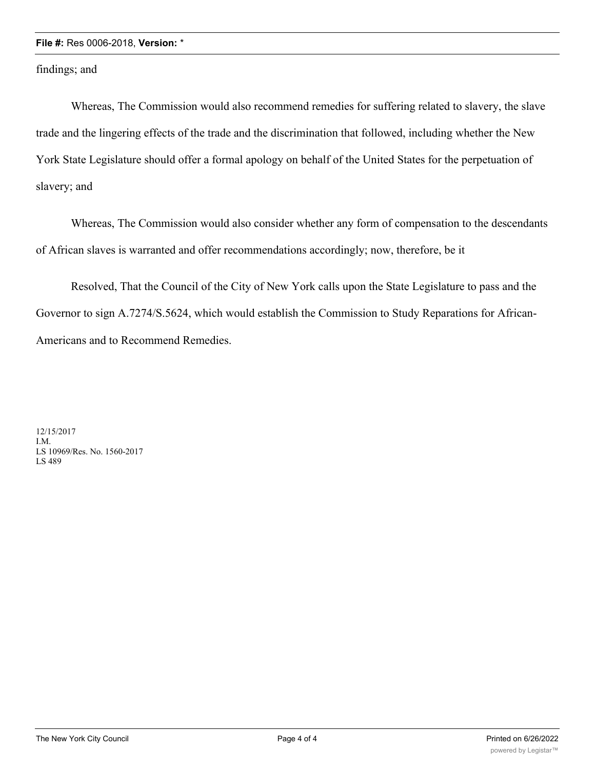findings; and

Whereas, The Commission would also recommend remedies for suffering related to slavery, the slave trade and the lingering effects of the trade and the discrimination that followed, including whether the New York State Legislature should offer a formal apology on behalf of the United States for the perpetuation of slavery; and

Whereas, The Commission would also consider whether any form of compensation to the descendants of African slaves is warranted and offer recommendations accordingly; now, therefore, be it

Resolved, That the Council of the City of New York calls upon the State Legislature to pass and the Governor to sign A.7274/S.5624, which would establish the Commission to Study Reparations for African-Americans and to Recommend Remedies.

12/15/2017
I.M.
LS 10969/Res. No. 1560-2017
LS 489